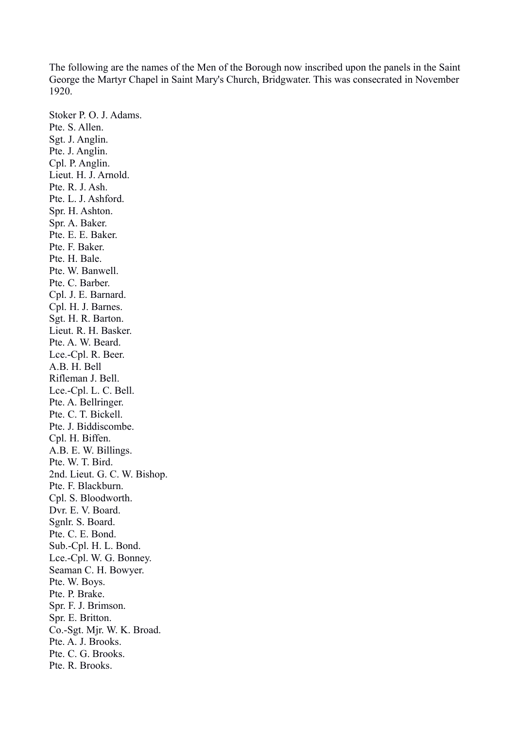The following are the names of the Men of the Borough now inscribed upon the panels in the Saint George the Martyr Chapel in Saint Mary's Church, Bridgwater. This was consecrated in November 1920.

Stoker P. O. J. Adams.  
Pte. S. Allen.  
Sgt. J. Anglin.  
Pte. J. Anglin.  
Cpl. P. Anglin.  
Lieut. H. J. Arnold.  
Pte. R. J. Ash.  
Pte. L. J. Ashford.  
Spr. H. Ashton.  
Spr. A. Baker.  
Pte. E. E. Baker.  
Pte. F. Baker.  
Pte. H. Bale.  
Pte. W. Banwell.  
Pte. C. Barber.  
Cpl. J. E. Barnard.  
Cpl. H. J. Barnes.  
Sgt. H. R. Barton.  
Lieut. R. H. Basker.  
Pte. A. W. Beard.  
Lce.-Cpl. R. Beer.  
A.B. H. Bell  
Rifleman J. Bell.  
Lce.-Cpl. L. C. Bell.  
Pte. A. Bellringer.  
Pte. C. T. Bickell.  
Pte. J. Biddiscombe.  
Cpl. H. Biffen.  
A.B. E. W. Billings.  
Pte. W. T. Bird.  
2nd. Lieut. G. C. W. Bishop.  
Pte. F. Blackburn.  
Cpl. S. Bloodworth.  
Dvr. E. V. Board.  
Sgnlr. S. Board.  
Pte. C. E. Bond.  
Sub.-Cpl. H. L. Bond.  
Lce.-Cpl. W. G. Bonney.  
Seaman C. H. Bowyer.  
Pte. W. Boys.  
Pte. P. Brake.  
Spr. F. J. Brimson.  
Spr. E. Britton.  
Co.-Sgt. Mjr. W. K. Broad.  
Pte. A. J. Brooks.  
Pte. C. G. Brooks.  
Pte. R. Brooks.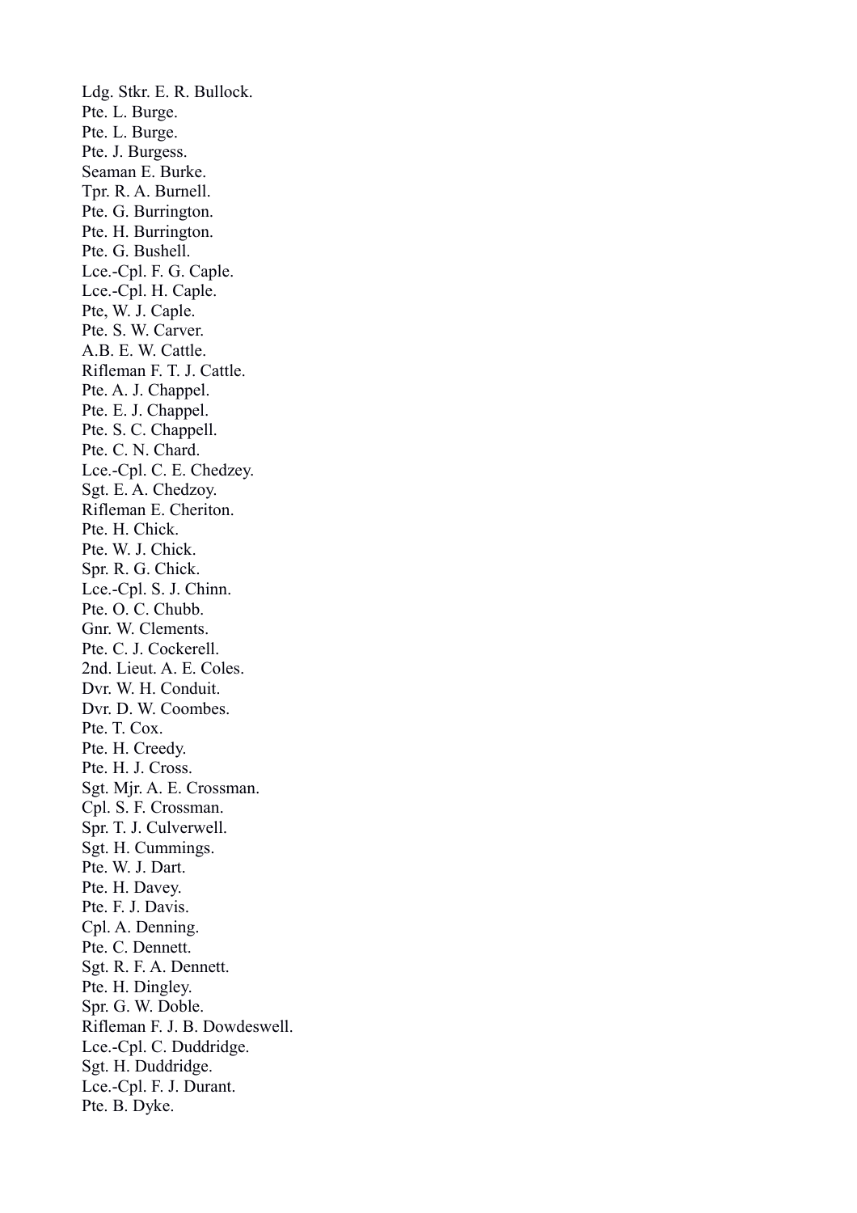Ldg. Stkr. E. R. Bullock.  
Pte. L. Burge.  
Pte. L. Burge.  
Pte. J. Burgess.  
Seaman E. Burke.  
Tpr. R. A. Burnell.  
Pte. G. Burrington.  
Pte. H. Burrington.  
Pte. G. Bushell.  
Lce.-Cpl. F. G. Caple.  
Lce.-Cpl. H. Caple.  
Pte, W. J. Caple.  
Pte. S. W. Carver.  
A.B. E. W. Cattle.  
Rifleman F. T. J. Cattle.  
Pte. A. J. Chappel.  
Pte. E. J. Chappel.  
Pte. S. C. Chappell.  
Pte. C. N. Chard.  
Lce.-Cpl. C. E. Chedzey.  
Sgt. E. A. Chedzoy.  
Rifleman E. Cheriton.  
Pte. H. Chick.  
Pte. W. J. Chick.  
Spr. R. G. Chick.  
Lce.-Cpl. S. J. Chinn.  
Pte. O. C. Chubb.  
Gnr. W. Clements.  
Pte. C. J. Cockerell.  
2nd. Lieut. A. E. Coles.  
Dvr. W. H. Conduit.  
Dvr. D. W. Coombes.  
Pte. T. Cox.  
Pte. H. Creedy.  
Pte. H. J. Cross.  
Sgt. Mjr. A. E. Crossman.  
Cpl. S. F. Crossman.  
Spr. T. J. Culverwell.  
Sgt. H. Cummings.  
Pte. W. J. Dart.  
Pte. H. Davey.  
Pte. F. J. Davis.  
Cpl. A. Denning.  
Pte. C. Dennett.  
Sgt. R. F. A. Dennett.  
Pte. H. Dingley.  
Spr. G. W. Doble.  
Rifleman F. J. B. Dowdeswell.  
Lce.-Cpl. C. Duddridge.  
Sgt. H. Duddridge.  
Lce.-Cpl. F. J. Durant.  
Pte. B. Dyke.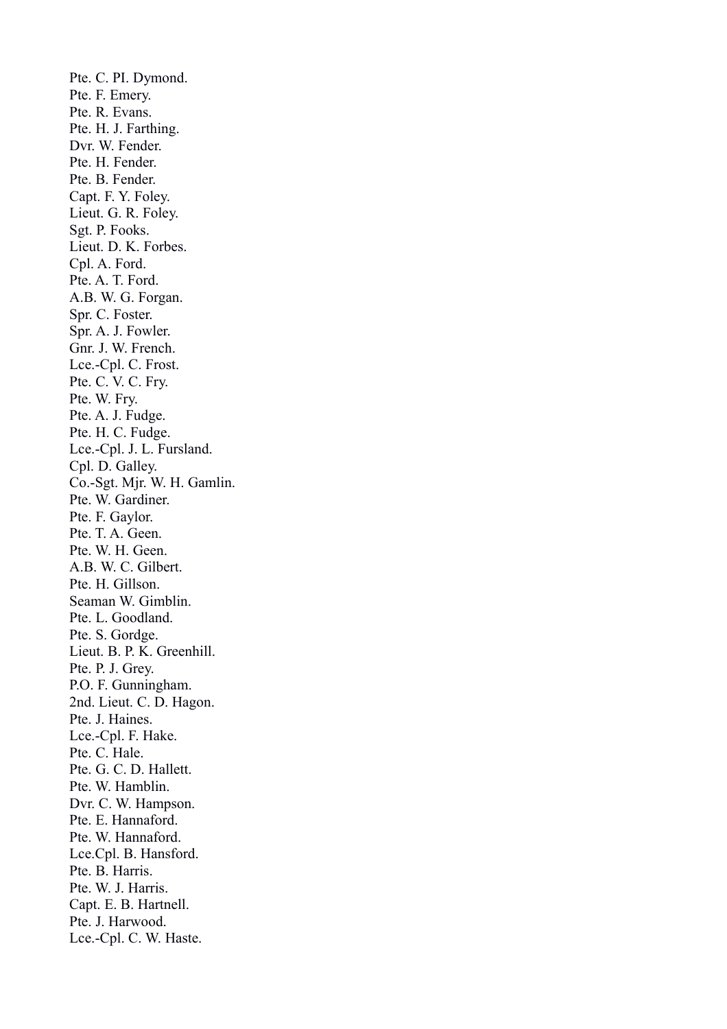Pte. C. PI. Dymond.
Pte. F. Emery.
Pte. R. Evans.
Pte. H. J. Farthing.
Dvr. W. Fender.
Pte. H. Fender.
Pte. B. Fender.
Capt. F. Y. Foley.
Lieut. G. R. Foley.
Sgt. P. Fooks.
Lieut. D. K. Forbes.
Cpl. A. Ford.
Pte. A. T. Ford.
A.B. W. G. Forgan.
Spr. C. Foster.
Spr. A. J. Fowler.
Gnr. J. W. French.
Lce.-Cpl. C. Frost.
Pte. C. V. C. Fry.
Pte. W. Fry.
Pte. A. J. Fudge.
Pte. H. C. Fudge.
Lce.-Cpl. J. L. Fursland.
Cpl. D. Galley.
Co.-Sgt. Mjr. W. H. Gamlin.
Pte. W. Gardiner.
Pte. F. Gaylor.
Pte. T. A. Geen.
Pte. W. H. Geen.
A.B. W. C. Gilbert.
Pte. H. Gillson.
Seaman W. Gimblin.
Pte. L. Goodland.
Pte. S. Gordge.
Lieut. B. P. K. Greenhill.
Pte. P. J. Grey.
P.O. F. Gunningham.
2nd. Lieut. C. D. Hagon.
Pte. J. Haines.
Lce.-Cpl. F. Hake.
Pte. C. Hale.
Pte. G. C. D. Hallett.
Pte. W. Hamblin.
Dvr. C. W. Hampson.
Pte. E. Hannaford.
Pte. W. Hannaford.
Lce.Cpl. B. Hansford.
Pte. B. Harris.
Pte. W. J. Harris.
Capt. E. B. Hartnell.
Pte. J. Harwood.
Lce.-Cpl. C. W. Haste.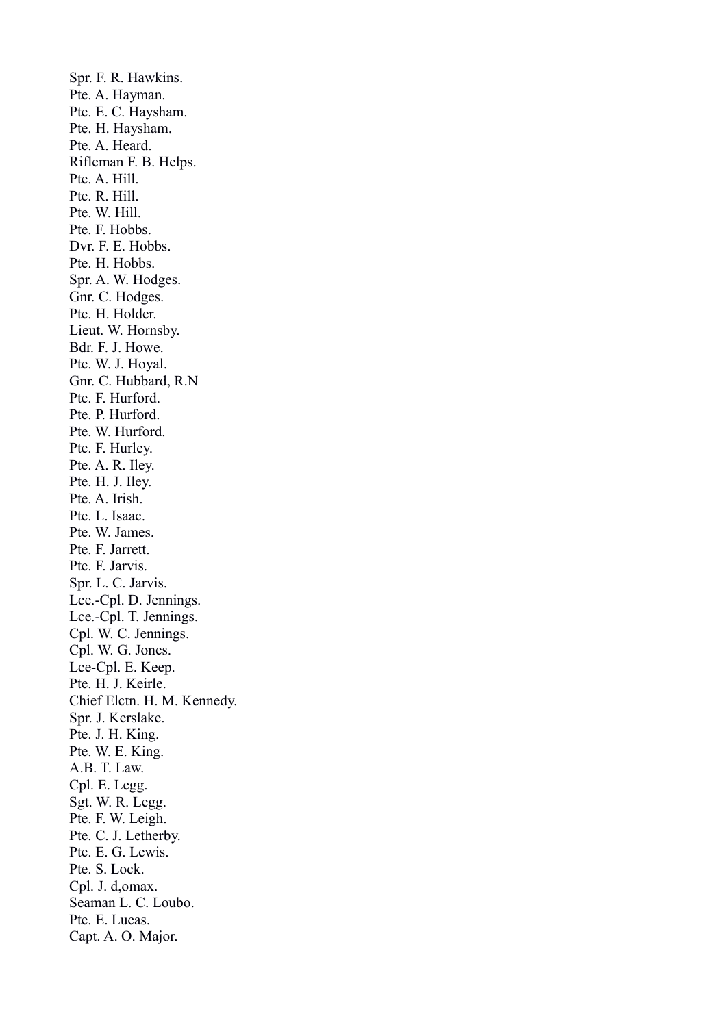Spr. F. R. Hawkins.  
Pte. A. Hayman.  
Pte. E. C. Haysham.  
Pte. H. Haysham.  
Pte. A. Heard.  
Rifleman F. B. Helps.  
Pte. A. Hill.  
Pte. R. Hill.  
Pte. W. Hill.  
Pte. F. Hobbs.  
Dvr. F. E. Hobbs.  
Pte. H. Hobbs.  
Spr. A. W. Hodges.  
Gnr. C. Hodges.  
Pte. H. Holder.  
Lieut. W. Hornsby.  
Bdr. F. J. Howe.  
Pte. W. J. Hoyal.  
Gnr. C. Hubbard, R.N  
Pte. F. Hurford.  
Pte. P. Hurford.  
Pte. W. Hurford.  
Pte. F. Hurley.  
Pte. A. R. Iley.  
Pte. H. J. Iley.  
Pte. A. Irish.  
Pte. L. Isaac.  
Pte. W. James.  
Pte. F. Jarrett.  
Pte. F. Jarvis.  
Spr. L. C. Jarvis.  
Lce.-Cpl. D. Jennings.  
Lce.-Cpl. T. Jennings.  
Cpl. W. C. Jennings.  
Cpl. W. G. Jones.  
Lce-Cpl. E. Keep.  
Pte. H. J. Keirle.  
Chief Elctn. H. M. Kennedy.  
Spr. J. Kerslake.  
Pte. J. H. King.  
Pte. W. E. King.  
A.B. T. Law.  
Cpl. E. Legg.  
Sgt. W. R. Legg.  
Pte. F. W. Leigh.  
Pte. C. J. Letherby.  
Pte. E. G. Lewis.  
Pte. S. Lock.  
Cpl. J. d,omax.  
Seaman L. C. Loubo.  
Pte. E. Lucas.  
Capt. A. O. Major.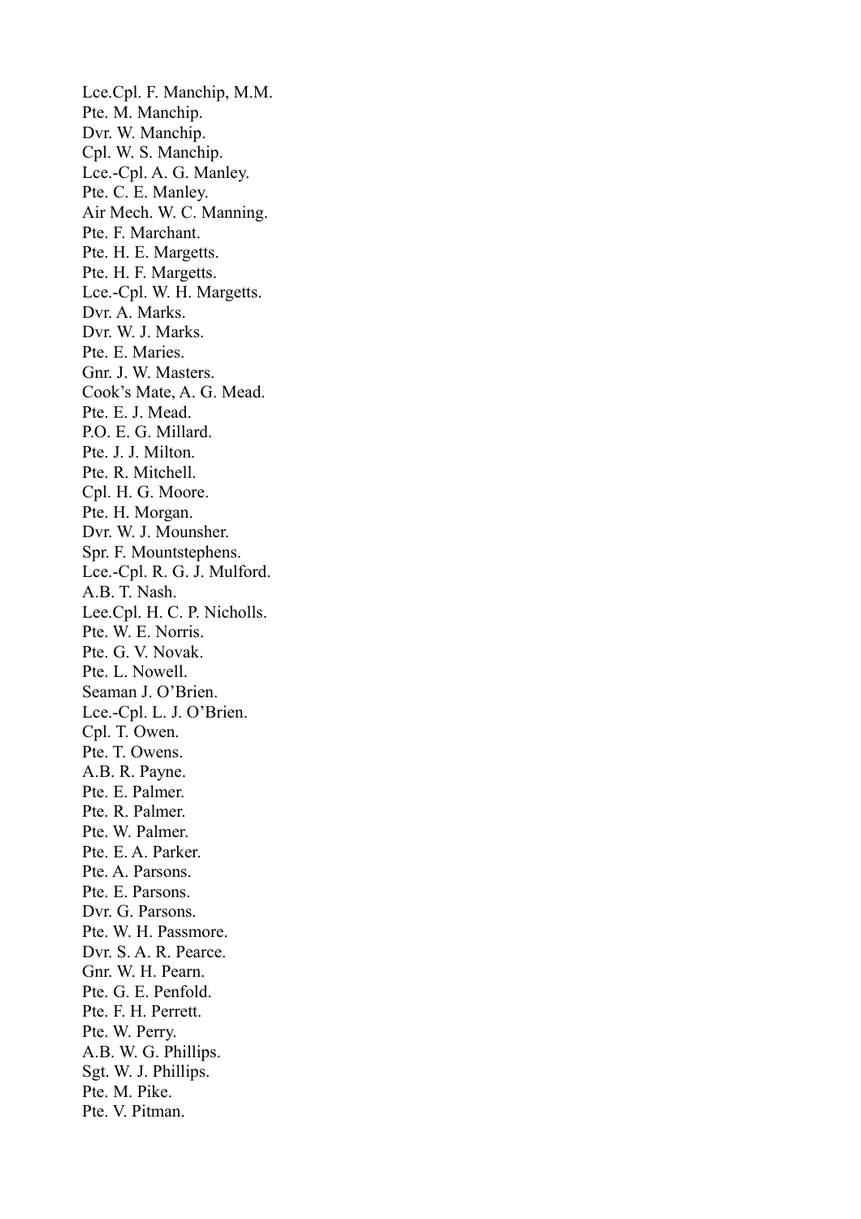Lce.Cpl. F. Manchip, M.M.
Pte. M. Manchip.
Dvr. W. Manchip.
Cpl. W. S. Manchip.
Lce.-Cpl. A. G. Manley.
Pte. C. E. Manley.
Air Mech. W. C. Manning.
Pte. F. Marchant.
Pte. H. E. Margetts.
Pte. H. F. Margetts.
Lce.-Cpl. W. H. Margetts.
Dvr. A. Marks.
Dvr. W. J. Marks.
Pte. E. Maries.
Gnr. J. W. Masters.
Cook's Mate, A. G. Mead.
Pte. E. J. Mead.
P.O. E. G. Millard.
Pte. J. J. Milton.
Pte. R. Mitchell.
Cpl. H. G. Moore.
Pte. H. Morgan.
Dvr. W. J. Mounsher.
Spr. F. Mountstephens.
Lce.-Cpl. R. G. J. Mulford.
A.B. T. Nash.
Lee.Cpl. H. C. P. Nicholls.
Pte. W. E. Norris.
Pte. G. V. Novak.
Pte. L. Nowell.
Seaman J. O'Brien.
Lce.-Cpl. L. J. O'Brien.
Cpl. T. Owen.
Pte. T. Owens.
A.B. R. Payne.
Pte. E. Palmer.
Pte. R. Palmer.
Pte. W. Palmer.
Pte. E. A. Parker.
Pte. A. Parsons.
Pte. E. Parsons.
Dvr. G. Parsons.
Pte. W. H. Passmore.
Dvr. S. A. R. Pearce.
Gnr. W. H. Pearn.
Pte. G. E. Penfold.
Pte. F. H. Perrett.
Pte. W. Perry.
A.B. W. G. Phillips.
Sgt. W. J. Phillips.
Pte. M. Pike.
Pte. V. Pitman.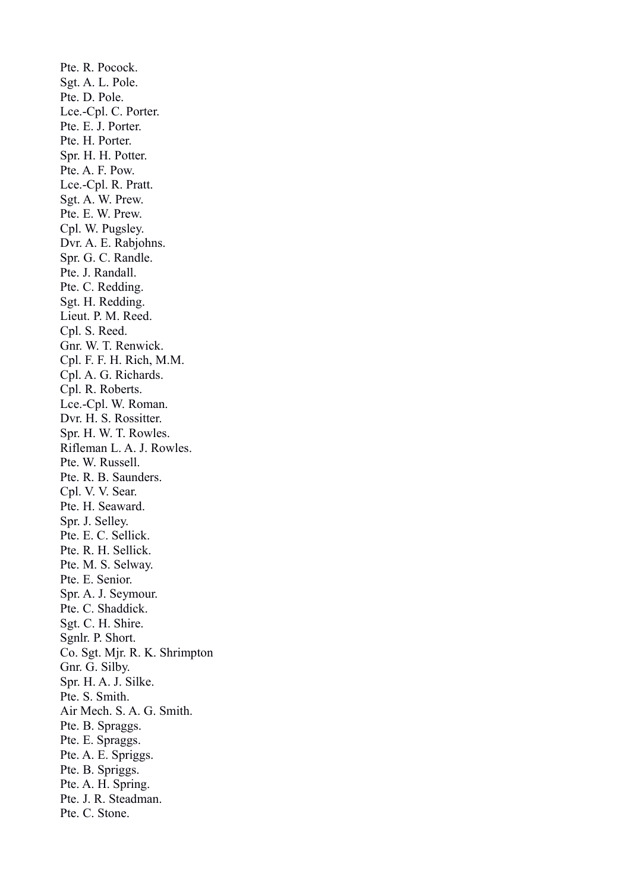Pte. R. Pocock.
Sgt. A. L. Pole.
Pte. D. Pole.
Lce.-Cpl. C. Porter.
Pte. E. J. Porter.
Pte. H. Porter.
Spr. H. H. Potter.
Pte. A. F. Pow.
Lce.-Cpl. R. Pratt.
Sgt. A. W. Prew.
Pte. E. W. Prew.
Cpl. W. Pugsley.
Dvr. A. E. Rabjohns.
Spr. G. C. Randle.
Pte. J. Randall.
Pte. C. Redding.
Sgt. H. Redding.
Lieut. P. M. Reed.
Cpl. S. Reed.
Gnr. W. T. Renwick.
Cpl. F. F. H. Rich, M.M.
Cpl. A. G. Richards.
Cpl. R. Roberts.
Lce.-Cpl. W. Roman.
Dvr. H. S. Rossitter.
Spr. H. W. T. Rowles.
Rifleman L. A. J. Rowles.
Pte. W. Russell.
Pte. R. B. Saunders.
Cpl. V. V. Sear.
Pte. H. Seaward.
Spr. J. Selley.
Pte. E. C. Sellick.
Pte. R. H. Sellick.
Pte. M. S. Selway.
Pte. E. Senior.
Spr. A. J. Seymour.
Pte. C. Shaddick.
Sgt. C. H. Shire.
Sgnlr. P. Short.
Co. Sgt. Mjr. R. K. Shrimpton
Gnr. G. Silby.
Spr. H. A. J. Silke.
Pte. S. Smith.
Air Mech. S. A. G. Smith.
Pte. B. Spraggs.
Pte. E. Spraggs.
Pte. A. E. Spriggs.
Pte. B. Spriggs.
Pte. A. H. Spring.
Pte. J. R. Steadman.
Pte. C. Stone.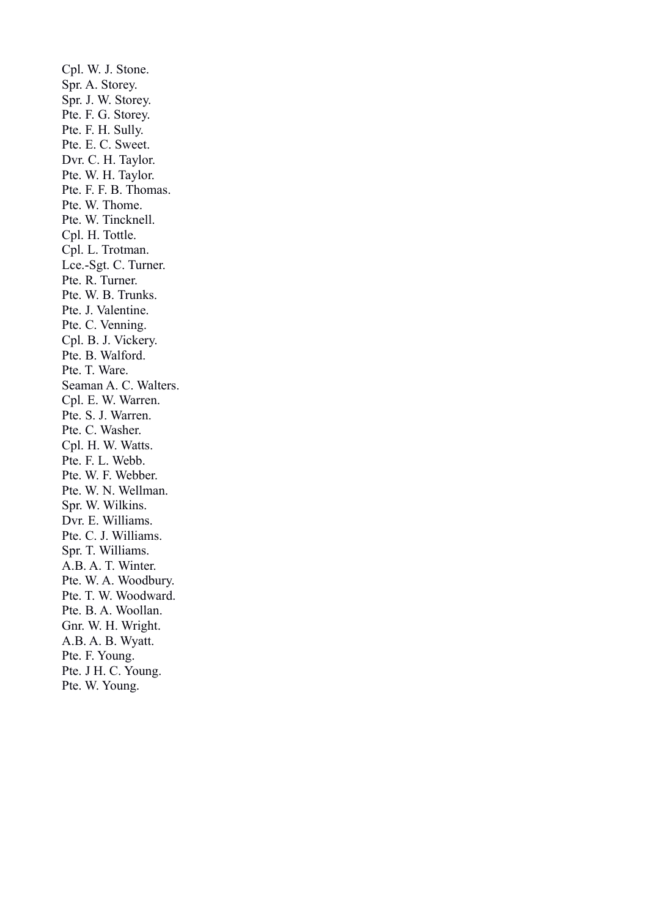Cpl. W. J. Stone.
Spr. A. Storey.
Spr. J. W. Storey.
Pte. F. G. Storey.
Pte. F. H. Sully.
Pte. E. C. Sweet.
Dvr. C. H. Taylor.
Pte. W. H. Taylor.
Pte. F. F. B. Thomas.
Pte. W. Thome.
Pte. W. Tincknell.
Cpl. H. Tottle.
Cpl. L. Trotman.
Lce.-Sgt. C. Turner.
Pte. R. Turner.
Pte. W. B. Trunks.
Pte. J. Valentine.
Pte. C. Venning.
Cpl. B. J. Vickery.
Pte. B. Walford.
Pte. T. Ware.
Seaman A. C. Walters.
Cpl. E. W. Warren.
Pte. S. J. Warren.
Pte. C. Washer.
Cpl. H. W. Watts.
Pte. F. L. Webb.
Pte. W. F. Webber.
Pte. W. N. Wellman.
Spr. W. Wilkins.
Dvr. E. Williams.
Pte. C. J. Williams.
Spr. T. Williams.
A.B. A. T. Winter.
Pte. W. A. Woodbury.
Pte. T. W. Woodward.
Pte. B. A. Woollan.
Gnr. W. H. Wright.
A.B. A. B. Wyatt.
Pte. F. Young.
Pte. J H. C. Young.
Pte. W. Young.